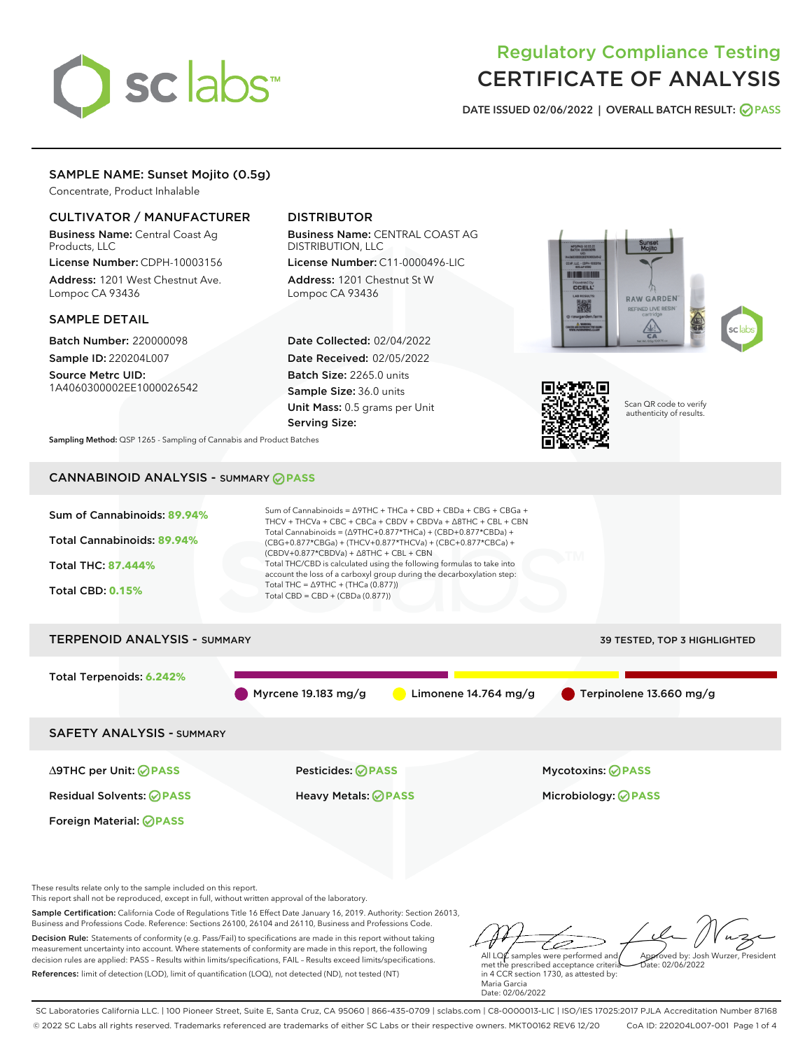# Regulatory Compliance Testing
# CERTIFICATE OF ANALYSIS

DATE ISSUED 02/06/2022 | OVERALL BATCH RESULT: PASS

## SAMPLE NAME: Sunset Mojito (0.5g)

Concentrate, Product Inhalable

### CULTIVATOR / MANUFACTURER

**Business Name:** Central Coast Ag Products, LLC

**License Number:** CDPH-10003156

**Address:** 1201 West Chestnut Ave. Lompoc CA 93436

### DISTRIBUTOR

**Business Name:** CENTRAL COAST AG DISTRIBUTION, LLC

**License Number:** C11-0000496-LIC

**Address:** 1201 Chestnut St W Lompoc CA 93436

### SAMPLE DETAIL

**Batch Number:** 220000098

**Sample ID:** 220204L007

**Source Metrc UID:** 1A4060300002EE1000026542

**Date Collected:** 02/04/2022

**Date Received:** 02/05/2022

**Batch Size:** 2265.0 units

**Sample Size:** 36.0 units

**Unit Mass:** 0.5 grams per Unit

**Serving Size:**

Scan QR code to verify authenticity of results.

**Sampling Method:** QSP 1265 - Sampling of Cannabis and Product Batches

## CANNABINOID ANALYSIS - SUMMARY PASS

Sum of Cannabinoids: **89.94%**

Total Cannabinoids: **89.94%**

Total THC: **87.444%**

Total CBD: **0.15%**

Sum of Cannabinoids = Δ9THC + THCa + CBD + CBDa + CBG + CBGa + THCV + THCVa + CBC + CBCa + CBDV + CBDVa + Δ8THC + CBL + CBN

Total Cannabinoids = (Δ9THC+0.877*THCa) + (CBD+0.877*CBDa) + (CBG+0.877*CBGa) + (THCV+0.877*THCVa) + (CBC+0.877*CBCa) + (CBDV+0.877*CBDVa) + Δ8THC + CBL + CBN

Total THC/CBD is calculated using the following formulas to take into account the loss of a carboxyl group during the decarboxylation step:

Total THC = Δ9THC + (THCa (0.877))

Total CBD = CBD + (CBDa (0.877))

## TERPENOID ANALYSIS - SUMMARY

39 TESTED, TOP 3 HIGHLIGHTED

Total Terpenoids: **6.242%**

Myrcene 19.183 mg/g | Limonene 14.764 mg/g | Terpinolene 13.660 mg/g

## SAFETY ANALYSIS - SUMMARY

| | | |
|---|---|---|
| Δ9THC per Unit: PASS | Pesticides: PASS | Mycotoxins: PASS |
| Residual Solvents: PASS | Heavy Metals: PASS | Microbiology: PASS |
| Foreign Material: PASS | | |

These results relate only to the sample included on this report.
This report shall not be reproduced, except in full, without written approval of the laboratory.

**Sample Certification:** California Code of Regulations Title 16 Effect Date January 16, 2019. Authority: Section 26013, Business and Professions Code. Reference: Sections 26100, 26104 and 26110, Business and Professions Code.

**Decision Rule:** Statements of conformity (e.g. Pass/Fail) to specifications are made in this report without taking measurement uncertainty into account. Where statements of conformity are made in this report, the following decision rules are applied: PASS – Results within limits/specifications, FAIL – Results exceed limits/specifications.

**References:** limit of detection (LOD), limit of quantification (LOQ), not detected (ND), not tested (NT)

All LQC samples were performed and met the prescribed acceptance criteria in 4 CCR section 1730, as attested by: Maria Garcia
Date: 02/06/2022

Approved by: Josh Wurzer, President
Date: 02/06/2022

SC Laboratories California LLC. | 100 Pioneer Street, Suite E, Santa Cruz, CA 95060 | 866-435-0709 | sclabs.com | C8-0000013-LIC | ISO/IES 17025:2017 PJLA Accreditation Number 87168
© 2022 SC Labs all rights reserved. Trademarks referenced are trademarks of either SC Labs or their respective owners. MKT00162 REV6 12/20 CoA ID: 220204L007-001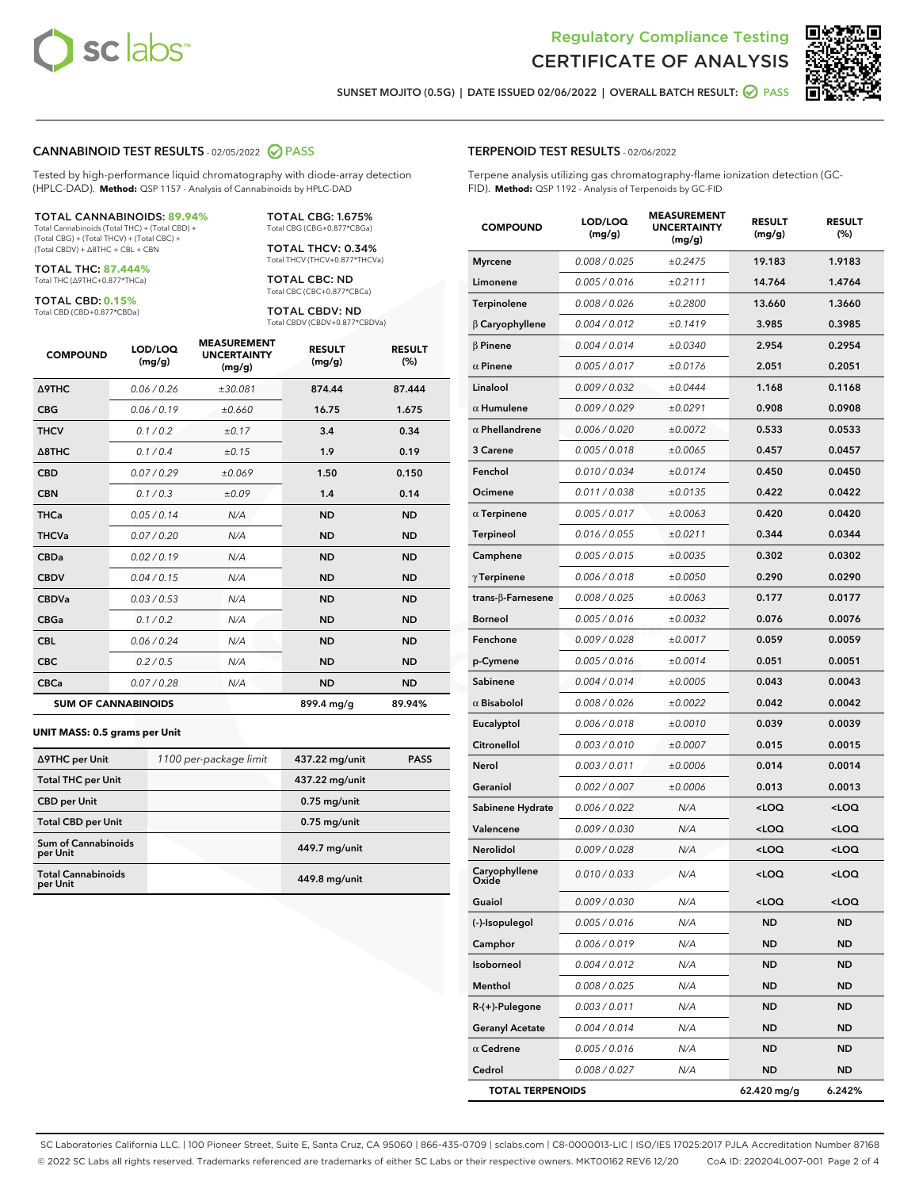# Regulatory Compliance Testing
# CERTIFICATE OF ANALYSIS

SUNSET MOJITO (0.5G) | DATE ISSUED 02/06/2022 | OVERALL BATCH RESULT: PASS

## CANNABINOID TEST RESULTS - 02/05/2022 PASS

Tested by high-performance liquid chromatography with diode-array detection (HPLC-DAD). **Method:** QSP 1157 - Analysis of Cannabinoids by HPLC-DAD

**TOTAL CANNABINOIDS: 89.94%**
Total Cannabinoids (Total THC) + (Total CBD) + (Total CBG) + (Total THCV) + (Total CBC) + (Total CBDV) + Δ8THC + CBL + CBN

**TOTAL THC: 87.444%**
Total THC (Δ9THC+0.877*THCa)

**TOTAL CBD: 0.15%**
Total CBD (CBD+0.877*CBDa)

**TOTAL CBG: 1.675%**
Total CBG (CBG+0.877*CBGa)

**TOTAL THCV: 0.34%**
Total THCV (THCV+0.877*THCVa)

**TOTAL CBC: ND**
Total CBC (CBC+0.877*CBCa)

**TOTAL CBDV: ND**
Total CBDV (CBDV+0.877*CBDVa)

| COMPOUND | LOD/LOQ (mg/g) | MEASUREMENT UNCERTAINTY (mg/g) | RESULT (mg/g) | RESULT (%) |
|---|---|---|---|---|
| Δ9THC | 0.06 / 0.26 | ±30.081 | 874.44 | 87.444 |
| CBG | 0.06 / 0.19 | ±0.660 | 16.75 | 1.675 |
| THCV | 0.1 / 0.2 | ±0.17 | 3.4 | 0.34 |
| Δ8THC | 0.1 / 0.4 | ±0.15 | 1.9 | 0.19 |
| CBD | 0.07 / 0.29 | ±0.069 | 1.50 | 0.150 |
| CBN | 0.1 / 0.3 | ±0.09 | 1.4 | 0.14 |
| THCa | 0.05 / 0.14 | N/A | ND | ND |
| THCVa | 0.07 / 0.20 | N/A | ND | ND |
| CBDa | 0.02 / 0.19 | N/A | ND | ND |
| CBDV | 0.04 / 0.15 | N/A | ND | ND |
| CBDVa | 0.03 / 0.53 | N/A | ND | ND |
| CBGa | 0.1 / 0.2 | N/A | ND | ND |
| CBL | 0.06 / 0.24 | N/A | ND | ND |
| CBC | 0.2 / 0.5 | N/A | ND | ND |
| CBCa | 0.07 / 0.28 | N/A | ND | ND |
| **SUM OF CANNABINOIDS** | | | 899.4 mg/g | 89.94% |

**UNIT MASS: 0.5 grams per Unit**

| | | | |
|---|---|---|---|
| Δ9THC per Unit | 1100 per-package limit | 437.22 mg/unit | PASS |
| Total THC per Unit | | 437.22 mg/unit | |
| CBD per Unit | | 0.75 mg/unit | |
| Total CBD per Unit | | 0.75 mg/unit | |
| Sum of Cannabinoids per Unit | | 449.7 mg/unit | |
| Total Cannabinoids per Unit | | 449.8 mg/unit | |

## TERPENOID TEST RESULTS - 02/06/2022

Terpene analysis utilizing gas chromatography-flame ionization detection (GC-FID). **Method:** QSP 1192 - Analysis of Terpenoids by GC-FID

| COMPOUND | LOD/LOQ (mg/g) | MEASUREMENT UNCERTAINTY (mg/g) | RESULT (mg/g) | RESULT (%) |
|---|---|---|---|---|
| Myrcene | 0.008 / 0.025 | ±0.2475 | 19.183 | 1.9183 |
| Limonene | 0.005 / 0.016 | ±0.2111 | 14.764 | 1.4764 |
| Terpinolene | 0.008 / 0.026 | ±0.2800 | 13.660 | 1.3660 |
| β Caryophyllene | 0.004 / 0.012 | ±0.1419 | 3.985 | 0.3985 |
| β Pinene | 0.004 / 0.014 | ±0.0340 | 2.954 | 0.2954 |
| α Pinene | 0.005 / 0.017 | ±0.0176 | 2.051 | 0.2051 |
| Linalool | 0.009 / 0.032 | ±0.0444 | 1.168 | 0.1168 |
| α Humulene | 0.009 / 0.029 | ±0.0291 | 0.908 | 0.0908 |
| α Phellandrene | 0.006 / 0.020 | ±0.0072 | 0.533 | 0.0533 |
| 3 Carene | 0.005 / 0.018 | ±0.0065 | 0.457 | 0.0457 |
| Fenchol | 0.010 / 0.034 | ±0.0174 | 0.450 | 0.0450 |
| Ocimene | 0.011 / 0.038 | ±0.0135 | 0.422 | 0.0422 |
| α Terpinene | 0.005 / 0.017 | ±0.0063 | 0.420 | 0.0420 |
| Terpineol | 0.016 / 0.055 | ±0.0211 | 0.344 | 0.0344 |
| Camphene | 0.005 / 0.015 | ±0.0035 | 0.302 | 0.0302 |
| γ Terpinene | 0.006 / 0.018 | ±0.0050 | 0.290 | 0.0290 |
| trans-β-Farnesene | 0.008 / 0.025 | ±0.0063 | 0.177 | 0.0177 |
| Borneol | 0.005 / 0.016 | ±0.0032 | 0.076 | 0.0076 |
| Fenchone | 0.009 / 0.028 | ±0.0017 | 0.059 | 0.0059 |
| p-Cymene | 0.005 / 0.016 | ±0.0014 | 0.051 | 0.0051 |
| Sabinene | 0.004 / 0.014 | ±0.0005 | 0.043 | 0.0043 |
| α Bisabolol | 0.008 / 0.026 | ±0.0022 | 0.042 | 0.0042 |
| Eucalyptol | 0.006 / 0.018 | ±0.0010 | 0.039 | 0.0039 |
| Citronellol | 0.003 / 0.010 | ±0.0007 | 0.015 | 0.0015 |
| Nerol | 0.003 / 0.011 | ±0.0006 | 0.014 | 0.0014 |
| Geraniol | 0.002 / 0.007 | ±0.0006 | 0.013 | 0.0013 |
| Sabinene Hydrate | 0.006 / 0.022 | N/A | <LOQ | <LOQ |
| Valencene | 0.009 / 0.030 | N/A | <LOQ | <LOQ |
| Nerolidol | 0.009 / 0.028 | N/A | <LOQ | <LOQ |
| Caryophyllene Oxide | 0.010 / 0.033 | N/A | <LOQ | <LOQ |
| Guaiol | 0.009 / 0.030 | N/A | <LOQ | <LOQ |
| (-)-Isopulegol | 0.005 / 0.016 | N/A | ND | ND |
| Camphor | 0.006 / 0.019 | N/A | ND | ND |
| Isoborneol | 0.004 / 0.012 | N/A | ND | ND |
| Menthol | 0.008 / 0.025 | N/A | ND | ND |
| R-(+)-Pulegone | 0.003 / 0.011 | N/A | ND | ND |
| Geranyl Acetate | 0.004 / 0.014 | N/A | ND | ND |
| α Cedrene | 0.005 / 0.016 | N/A | ND | ND |
| Cedrol | 0.008 / 0.027 | N/A | ND | ND |
| **TOTAL TERPENOIDS** | | | 62.420 mg/g | 6.242% |

SC Laboratories California LLC. | 100 Pioneer Street, Suite E, Santa Cruz, CA 95060 | 866-435-0709 | sclabs.com | C8-0000013-LIC | ISO/IES 17025:2017 PJLA Accreditation Number 87168
© 2022 SC Labs all rights reserved. Trademarks referenced are trademarks of either SC Labs or their respective owners. MKT00162 REV6 12/20 CoA ID: 220204L007-001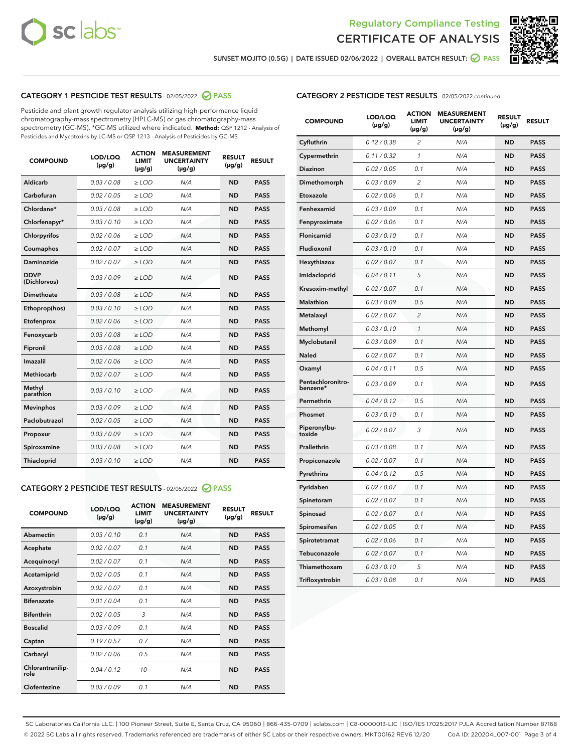Regulatory Compliance Testing
# CERTIFICATE OF ANALYSIS

SUNSET MOJITO (0.5G) | DATE ISSUED 02/06/2022 | OVERALL BATCH RESULT: PASS

## CATEGORY 1 PESTICIDE TEST RESULTS - 02/05/2022 PASS

Pesticide and plant growth regulator analysis utilizing high-performance liquid chromatography-mass spectrometry (HPLC-MS) or gas chromatography-mass spectrometry (GC-MS). *GC-MS utilized where indicated. **Method:** QSP 1212 - Analysis of Pesticides and Mycotoxins by LC-MS or QSP 1213 - Analysis of Pesticides by GC-MS

| COMPOUND | LOD/LOQ (µg/g) | ACTION LIMIT (µg/g) | MEASUREMENT UNCERTAINTY (µg/g) | RESULT (µg/g) | RESULT |
|---|---|---|---|---|---|
| Aldicarb | 0.03 / 0.08 | ≥ LOD | N/A | ND | PASS |
| Carbofuran | 0.02 / 0.05 | ≥ LOD | N/A | ND | PASS |
| Chlordane* | 0.03 / 0.08 | ≥ LOD | N/A | ND | PASS |
| Chlorfenapyr* | 0.03 / 0.10 | ≥ LOD | N/A | ND | PASS |
| Chlorpyrifos | 0.02 / 0.06 | ≥ LOD | N/A | ND | PASS |
| Coumaphos | 0.02 / 0.07 | ≥ LOD | N/A | ND | PASS |
| Daminozide | 0.02 / 0.07 | ≥ LOD | N/A | ND | PASS |
| DDVP (Dichlorvos) | 0.03 / 0.09 | ≥ LOD | N/A | ND | PASS |
| Dimethoate | 0.03 / 0.08 | ≥ LOD | N/A | ND | PASS |
| Ethoprop(hos) | 0.03 / 0.10 | ≥ LOD | N/A | ND | PASS |
| Etofenprox | 0.02 / 0.06 | ≥ LOD | N/A | ND | PASS |
| Fenoxycarb | 0.03 / 0.08 | ≥ LOD | N/A | ND | PASS |
| Fipronil | 0.03 / 0.08 | ≥ LOD | N/A | ND | PASS |
| Imazalil | 0.02 / 0.06 | ≥ LOD | N/A | ND | PASS |
| Methiocarb | 0.02 / 0.07 | ≥ LOD | N/A | ND | PASS |
| Methyl parathion | 0.03 / 0.10 | ≥ LOD | N/A | ND | PASS |
| Mevinphos | 0.03 / 0.09 | ≥ LOD | N/A | ND | PASS |
| Paclobutrazol | 0.02 / 0.05 | ≥ LOD | N/A | ND | PASS |
| Propoxur | 0.03 / 0.09 | ≥ LOD | N/A | ND | PASS |
| Spiroxamine | 0.03 / 0.08 | ≥ LOD | N/A | ND | PASS |
| Thiacloprid | 0.03 / 0.10 | ≥ LOD | N/A | ND | PASS |

## CATEGORY 2 PESTICIDE TEST RESULTS - 02/05/2022 PASS

| COMPOUND | LOD/LOQ (µg/g) | ACTION LIMIT (µg/g) | MEASUREMENT UNCERTAINTY (µg/g) | RESULT (µg/g) | RESULT |
|---|---|---|---|---|---|
| Abamectin | 0.03 / 0.10 | 0.1 | N/A | ND | PASS |
| Acephate | 0.02 / 0.07 | 0.1 | N/A | ND | PASS |
| Acequinocyl | 0.02 / 0.07 | 0.1 | N/A | ND | PASS |
| Acetamiprid | 0.02 / 0.05 | 0.1 | N/A | ND | PASS |
| Azoxystrobin | 0.02 / 0.07 | 0.1 | N/A | ND | PASS |
| Bifenazate | 0.01 / 0.04 | 0.1 | N/A | ND | PASS |
| Bifenthrin | 0.02 / 0.05 | 3 | N/A | ND | PASS |
| Boscalid | 0.03 / 0.09 | 0.1 | N/A | ND | PASS |
| Captan | 0.19 / 0.57 | 0.7 | N/A | ND | PASS |
| Carbaryl | 0.02 / 0.06 | 0.5 | N/A | ND | PASS |
| Chlorantraniliprole | 0.04 / 0.12 | 10 | N/A | ND | PASS |
| Clofentezine | 0.03 / 0.09 | 0.1 | N/A | ND | PASS |
| Cyfluthrin | 0.12 / 0.38 | 2 | N/A | ND | PASS |
| Cypermethrin | 0.11 / 0.32 | 1 | N/A | ND | PASS |
| Diazinon | 0.02 / 0.05 | 0.1 | N/A | ND | PASS |
| Dimethomorph | 0.03 / 0.09 | 2 | N/A | ND | PASS |
| Etoxazole | 0.02 / 0.06 | 0.1 | N/A | ND | PASS |
| Fenhexamid | 0.03 / 0.09 | 0.1 | N/A | ND | PASS |
| Fenpyroximate | 0.02 / 0.06 | 0.1 | N/A | ND | PASS |
| Flonicamid | 0.03 / 0.10 | 0.1 | N/A | ND | PASS |
| Fludioxonil | 0.03 / 0.10 | 0.1 | N/A | ND | PASS |
| Hexythiazox | 0.02 / 0.07 | 0.1 | N/A | ND | PASS |
| Imidacloprid | 0.04 / 0.11 | 5 | N/A | ND | PASS |
| Kresoxim-methyl | 0.02 / 0.07 | 0.1 | N/A | ND | PASS |
| Malathion | 0.03 / 0.09 | 0.5 | N/A | ND | PASS |
| Metalaxyl | 0.02 / 0.07 | 2 | N/A | ND | PASS |
| Methomyl | 0.03 / 0.10 | 1 | N/A | ND | PASS |
| Myclobutanil | 0.03 / 0.09 | 0.1 | N/A | ND | PASS |
| Naled | 0.02 / 0.07 | 0.1 | N/A | ND | PASS |
| Oxamyl | 0.04 / 0.11 | 0.5 | N/A | ND | PASS |
| Pentachloronitrobenzene* | 0.03 / 0.09 | 0.1 | N/A | ND | PASS |
| Permethrin | 0.04 / 0.12 | 0.5 | N/A | ND | PASS |
| Phosmet | 0.03 / 0.10 | 0.1 | N/A | ND | PASS |
| Piperonylbutoxide | 0.02 / 0.07 | 3 | N/A | ND | PASS |
| Prallethrin | 0.03 / 0.08 | 0.1 | N/A | ND | PASS |
| Propiconazole | 0.02 / 0.07 | 0.1 | N/A | ND | PASS |
| Pyrethrins | 0.04 / 0.12 | 0.5 | N/A | ND | PASS |
| Pyridaben | 0.02 / 0.07 | 0.1 | N/A | ND | PASS |
| Spinetoram | 0.02 / 0.07 | 0.1 | N/A | ND | PASS |
| Spinosad | 0.02 / 0.07 | 0.1 | N/A | ND | PASS |
| Spiromesifen | 0.02 / 0.05 | 0.1 | N/A | ND | PASS |
| Spirotetramat | 0.02 / 0.06 | 0.1 | N/A | ND | PASS |
| Tebuconazole | 0.02 / 0.07 | 0.1 | N/A | ND | PASS |
| Thiamethoxam | 0.03 / 0.10 | 5 | N/A | ND | PASS |
| Trifloxystrobin | 0.03 / 0.08 | 0.1 | N/A | ND | PASS |

SC Laboratories California LLC. | 100 Pioneer Street, Suite E, Santa Cruz, CA 95060 | 866-435-0709 | sclabs.com | C8-0000013-LIC | ISO/IES 17025:2017 PJLA Accreditation Number 87168
© 2022 SC Labs all rights reserved. Trademarks referenced are trademarks of either SC Labs or their respective owners. MKT00162 REV6 12/20 CoA ID: 220204L007-001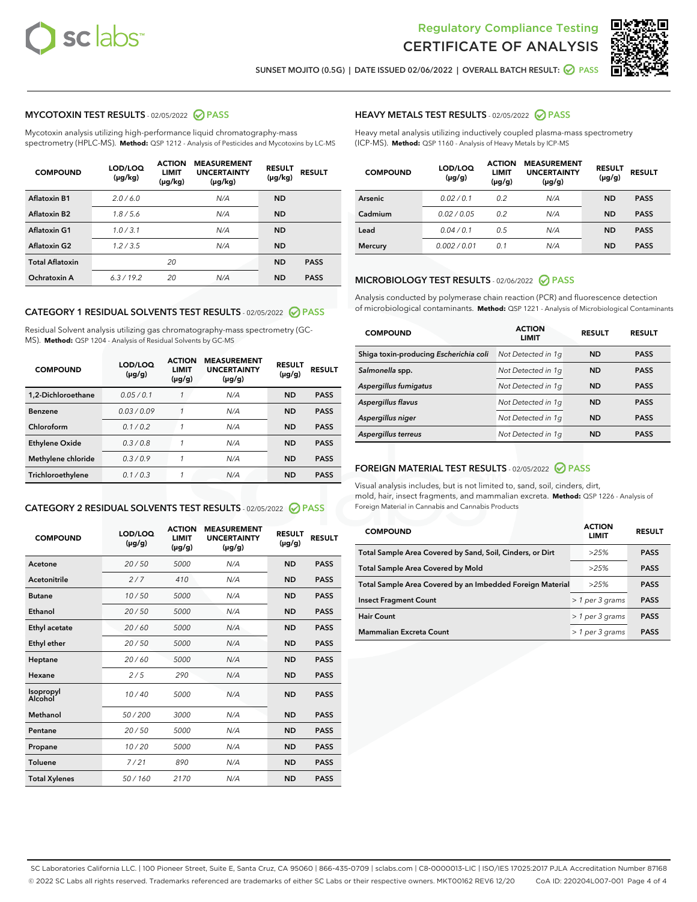Regulatory Compliance Testing
CERTIFICATE OF ANALYSIS

SUNSET MOJITO (0.5G) | DATE ISSUED 02/06/2022 | OVERALL BATCH RESULT: PASS

## MYCOTOXIN TEST RESULTS - 02/05/2022 PASS

Mycotoxin analysis utilizing high-performance liquid chromatography-mass spectrometry (HPLC-MS). **Method:** QSP 1212 - Analysis of Pesticides and Mycotoxins by LC-MS

| COMPOUND | LOD/LOQ (μg/kg) | ACTION LIMIT (μg/kg) | MEASUREMENT UNCERTAINTY (μg/kg) | RESULT (μg/kg) | RESULT |
|---|---|---|---|---|---|
| Aflatoxin B1 | 2.0 / 6.0 | | N/A | ND | |
| Aflatoxin B2 | 1.8 / 5.6 | | N/A | ND | |
| Aflatoxin G1 | 1.0 / 3.1 | | N/A | ND | |
| Aflatoxin G2 | 1.2 / 3.5 | | N/A | ND | |
| Total Aflatoxin | | 20 | | ND | PASS |
| Ochratoxin A | 6.3 / 19.2 | 20 | N/A | ND | PASS |

## CATEGORY 1 RESIDUAL SOLVENTS TEST RESULTS - 02/05/2022 PASS

Residual Solvent analysis utilizing gas chromatography-mass spectrometry (GC-MS). **Method:** QSP 1204 - Analysis of Residual Solvents by GC-MS

| COMPOUND | LOD/LOQ (μg/g) | ACTION LIMIT (μg/g) | MEASUREMENT UNCERTAINTY (μg/g) | RESULT (μg/g) | RESULT |
|---|---|---|---|---|---|
| 1,2-Dichloroethane | 0.05 / 0.1 | 1 | N/A | ND | PASS |
| Benzene | 0.03 / 0.09 | 1 | N/A | ND | PASS |
| Chloroform | 0.1 / 0.2 | 1 | N/A | ND | PASS |
| Ethylene Oxide | 0.3 / 0.8 | 1 | N/A | ND | PASS |
| Methylene chloride | 0.3 / 0.9 | 1 | N/A | ND | PASS |
| Trichloroethylene | 0.1 / 0.3 | 1 | N/A | ND | PASS |

## CATEGORY 2 RESIDUAL SOLVENTS TEST RESULTS - 02/05/2022 PASS

| COMPOUND | LOD/LOQ (μg/g) | ACTION LIMIT (μg/g) | MEASUREMENT UNCERTAINTY (μg/g) | RESULT (μg/g) | RESULT |
|---|---|---|---|---|---|
| Acetone | 20 / 50 | 5000 | N/A | ND | PASS |
| Acetonitrile | 2 / 7 | 410 | N/A | ND | PASS |
| Butane | 10 / 50 | 5000 | N/A | ND | PASS |
| Ethanol | 20 / 50 | 5000 | N/A | ND | PASS |
| Ethyl acetate | 20 / 60 | 5000 | N/A | ND | PASS |
| Ethyl ether | 20 / 50 | 5000 | N/A | ND | PASS |
| Heptane | 20 / 60 | 5000 | N/A | ND | PASS |
| Hexane | 2 / 5 | 290 | N/A | ND | PASS |
| Isopropyl Alcohol | 10 / 40 | 5000 | N/A | ND | PASS |
| Methanol | 50 / 200 | 3000 | N/A | ND | PASS |
| Pentane | 20 / 50 | 5000 | N/A | ND | PASS |
| Propane | 10 / 20 | 5000 | N/A | ND | PASS |
| Toluene | 7 / 21 | 890 | N/A | ND | PASS |
| Total Xylenes | 50 / 160 | 2170 | N/A | ND | PASS |

## HEAVY METALS TEST RESULTS - 02/05/2022 PASS

Heavy metal analysis utilizing inductively coupled plasma-mass spectrometry (ICP-MS). **Method:** QSP 1160 - Analysis of Heavy Metals by ICP-MS

| COMPOUND | LOD/LOQ (μg/g) | ACTION LIMIT (μg/g) | MEASUREMENT UNCERTAINTY (μg/g) | RESULT (μg/g) | RESULT |
|---|---|---|---|---|---|
| Arsenic | 0.02 / 0.1 | 0.2 | N/A | ND | PASS |
| Cadmium | 0.02 / 0.05 | 0.2 | N/A | ND | PASS |
| Lead | 0.04 / 0.1 | 0.5 | N/A | ND | PASS |
| Mercury | 0.002 / 0.01 | 0.1 | N/A | ND | PASS |

## MICROBIOLOGY TEST RESULTS - 02/06/2022 PASS

Analysis conducted by polymerase chain reaction (PCR) and fluorescence detection of microbiological contaminants. **Method:** QSP 1221 - Analysis of Microbiological Contaminants

| COMPOUND | ACTION LIMIT | RESULT | RESULT |
|---|---|---|---|
| Shiga toxin-producing *Escherichia coli* | Not Detected in 1g | ND | PASS |
| *Salmonella* spp. | Not Detected in 1g | ND | PASS |
| *Aspergillus fumigatus* | Not Detected in 1g | ND | PASS |
| *Aspergillus flavus* | Not Detected in 1g | ND | PASS |
| *Aspergillus niger* | Not Detected in 1g | ND | PASS |
| *Aspergillus terreus* | Not Detected in 1g | ND | PASS |

## FOREIGN MATERIAL TEST RESULTS - 02/05/2022 PASS

Visual analysis includes, but is not limited to, sand, soil, cinders, dirt, mold, hair, insect fragments, and mammalian excreta. **Method:** QSP 1226 - Analysis of Foreign Material in Cannabis and Cannabis Products

| COMPOUND | ACTION LIMIT | RESULT |
|---|---|---|
| Total Sample Area Covered by Sand, Soil, Cinders, or Dirt | >25% | PASS |
| Total Sample Area Covered by Mold | >25% | PASS |
| Total Sample Area Covered by an Imbedded Foreign Material | >25% | PASS |
| Insect Fragment Count | > 1 per 3 grams | PASS |
| Hair Count | > 1 per 3 grams | PASS |
| Mammalian Excreta Count | > 1 per 3 grams | PASS |

SC Laboratories California LLC. | 100 Pioneer Street, Suite E, Santa Cruz, CA 95060 | 866-435-0709 | sclabs.com | C8-0000013-LIC | ISO/IES 17025:2017 PJLA Accreditation Number 87168
© 2022 SC Labs all rights reserved. Trademarks referenced are trademarks of either SC Labs or their respective owners. MKT00162 REV6 12/20 CoA ID: 220204L007-001